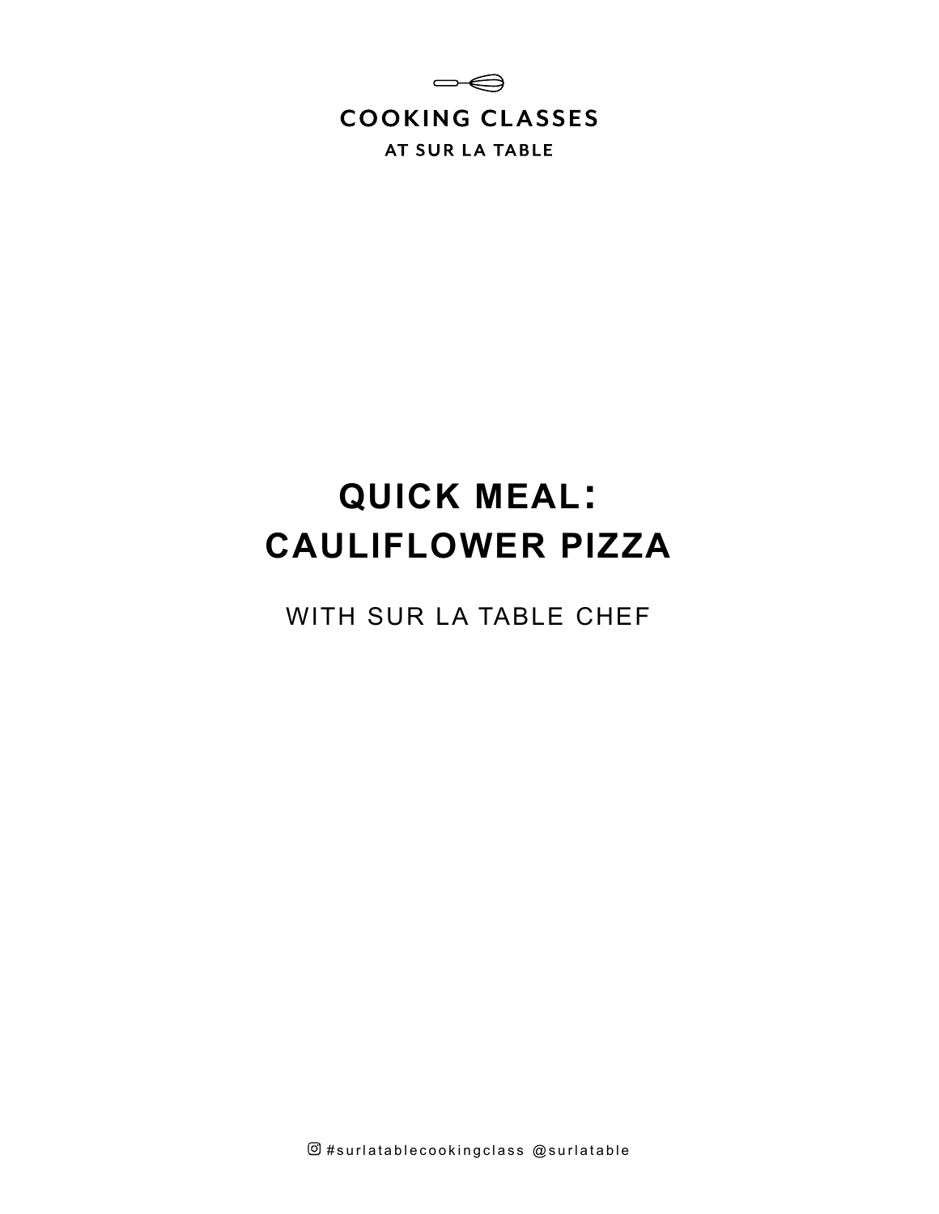COOKING CLASSES

AT SUR LA TABLE

# QUICK MEAL: CAULIFLOWER PIZZA

WITH SUR LA TABLE CHEF

#surlatablecookingclass @surlatable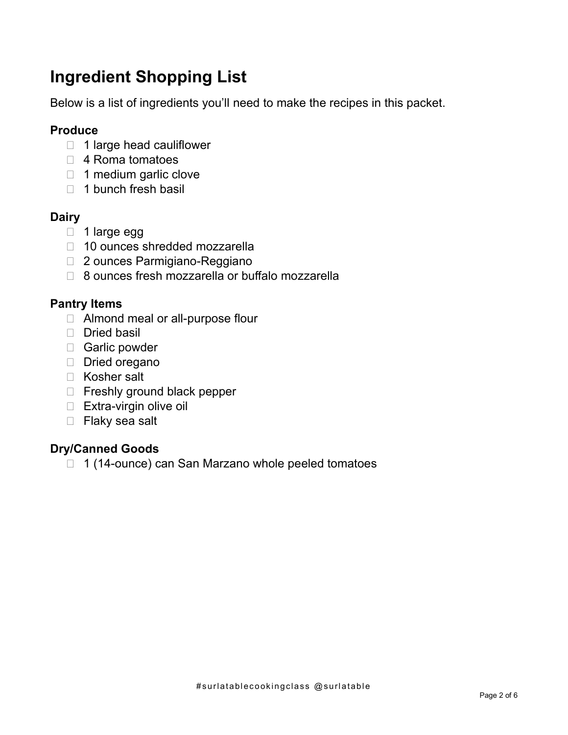# Ingredient Shopping List

Below is a list of ingredients you'll need to make the recipes in this packet.

### Produce

- [ ] 1 large head cauliflower
- [ ] 4 Roma tomatoes
- [ ] 1 medium garlic clove
- [ ] 1 bunch fresh basil

### Dairy

- [ ] 1 large egg
- [ ] 10 ounces shredded mozzarella
- [ ] 2 ounces Parmigiano-Reggiano
- [ ] 8 ounces fresh mozzarella or buffalo mozzarella

### Pantry Items

- [ ] Almond meal or all-purpose flour
- [ ] Dried basil
- [ ] Garlic powder
- [ ] Dried oregano
- [ ] Kosher salt
- [ ] Freshly ground black pepper
- [ ] Extra-virgin olive oil
- [ ] Flaky sea salt

### Dry/Canned Goods

- [ ] 1 (14-ounce) can San Marzano whole peeled tomatoes

#surlatablecookingclass @surlatable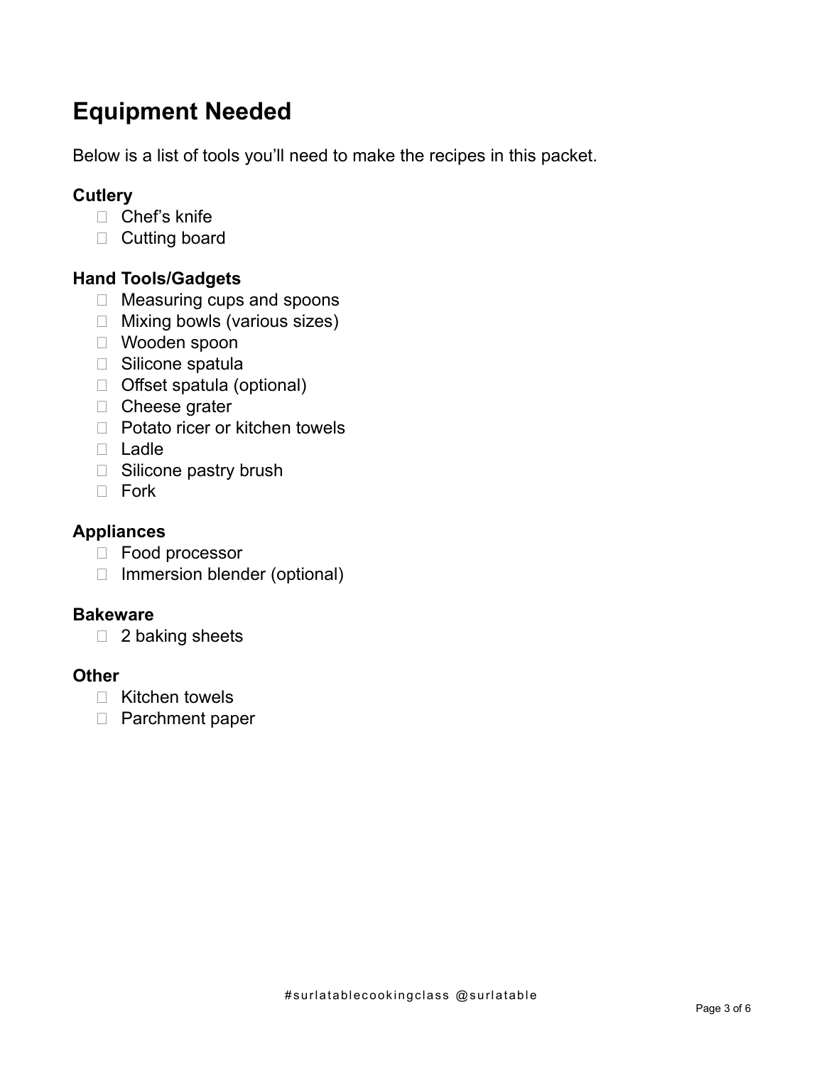# Equipment Needed

Below is a list of tools you'll need to make the recipes in this packet.

### Cutlery

- [ ] Chef's knife
- [ ] Cutting board

### Hand Tools/Gadgets

- [ ] Measuring cups and spoons
- [ ] Mixing bowls (various sizes)
- [ ] Wooden spoon
- [ ] Silicone spatula
- [ ] Offset spatula (optional)
- [ ] Cheese grater
- [ ] Potato ricer or kitchen towels
- [ ] Ladle
- [ ] Silicone pastry brush
- [ ] Fork

### Appliances

- [ ] Food processor
- [ ] Immersion blender (optional)

### Bakeware

- [ ] 2 baking sheets

### Other

- [ ] Kitchen towels
- [ ] Parchment paper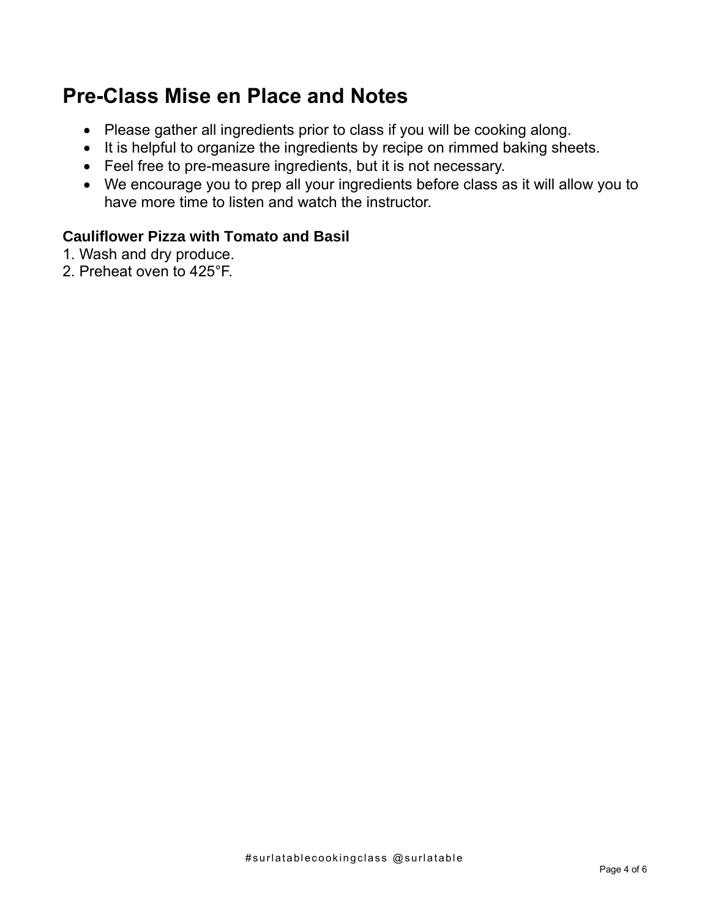## Pre-Class Mise en Place and Notes

- Please gather all ingredients prior to class if you will be cooking along.
- It is helpful to organize the ingredients by recipe on rimmed baking sheets.
- Feel free to pre-measure ingredients, but it is not necessary.
- We encourage you to prep all your ingredients before class as it will allow you to have more time to listen and watch the instructor.

**Cauliflower Pizza with Tomato and Basil**

1. Wash and dry produce.
2. Preheat oven to 425°F.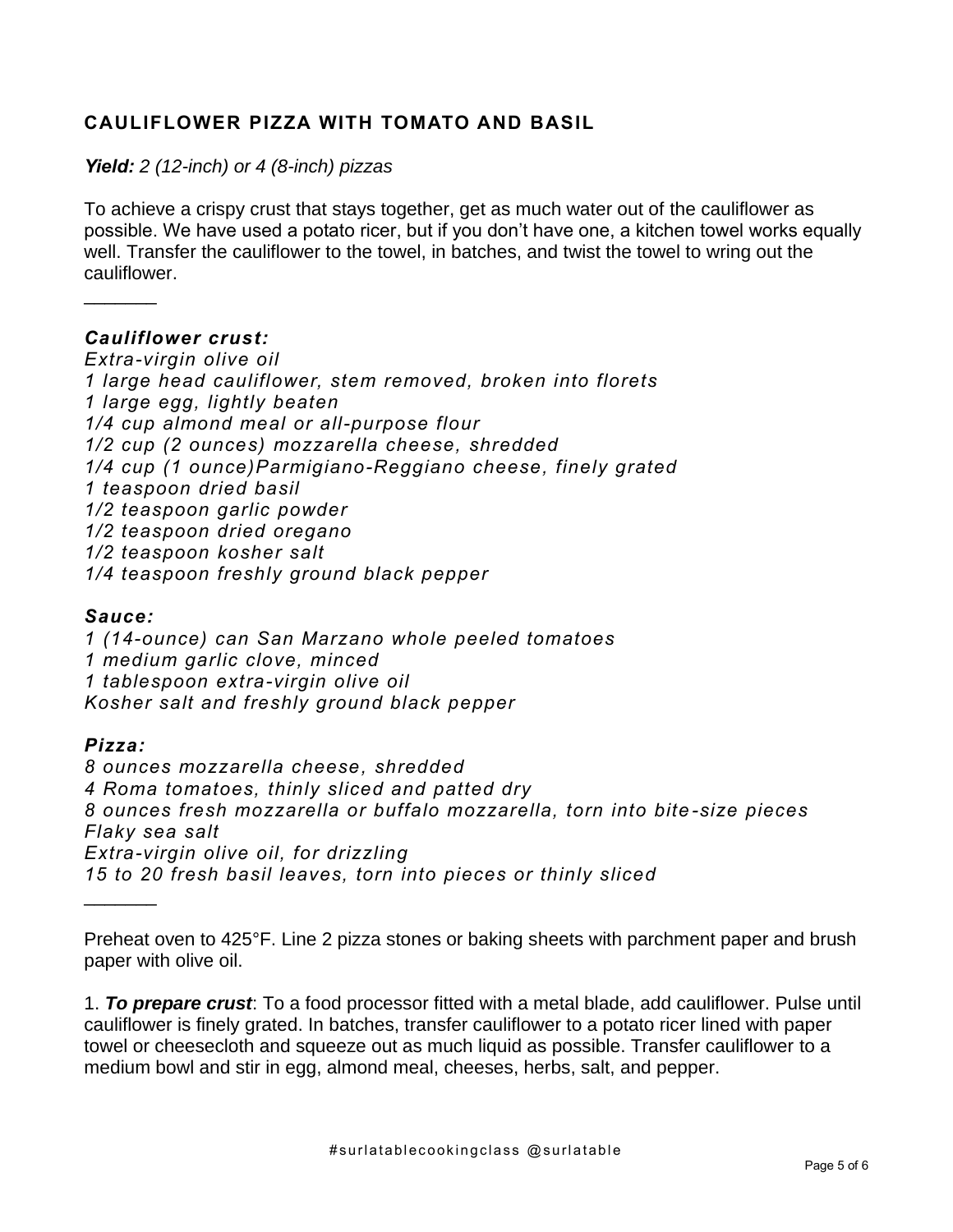## CAULIFLOWER PIZZA WITH TOMATO AND BASIL

***Yield:*** *2 (12-inch) or 4 (8-inch) pizzas*

To achieve a crispy crust that stays together, get as much water out of the cauliflower as possible. We have used a potato ricer, but if you don't have one, a kitchen towel works equally well. Transfer the cauliflower to the towel, in batches, and twist the towel to wring out the cauliflower.

_______

***Cauliflower crust:***
*Extra-virgin olive oil*
*1 large head cauliflower, stem removed, broken into florets*
*1 large egg, lightly beaten*
*1/4 cup almond meal or all-purpose flour*
*1/2 cup (2 ounces) mozzarella cheese, shredded*
*1/4 cup (1 ounce)Parmigiano-Reggiano cheese, finely grated*
*1 teaspoon dried basil*
*1/2 teaspoon garlic powder*
*1/2 teaspoon dried oregano*
*1/2 teaspoon kosher salt*
*1/4 teaspoon freshly ground black pepper*

***Sauce:***
*1 (14-ounce) can San Marzano whole peeled tomatoes*
*1 medium garlic clove, minced*
*1 tablespoon extra-virgin olive oil*
*Kosher salt and freshly ground black pepper*

***Pizza:***
*8 ounces mozzarella cheese, shredded*
*4 Roma tomatoes, thinly sliced and patted dry*
*8 ounces fresh mozzarella or buffalo mozzarella, torn into bite-size pieces*
*Flaky sea salt*
*Extra-virgin olive oil, for drizzling*
*15 to 20 fresh basil leaves, torn into pieces or thinly sliced*

_______

Preheat oven to 425°F. Line 2 pizza stones or baking sheets with parchment paper and brush paper with olive oil.

1. ***To prepare crust***: To a food processor fitted with a metal blade, add cauliflower. Pulse until cauliflower is finely grated. In batches, transfer cauliflower to a potato ricer lined with paper towel or cheesecloth and squeeze out as much liquid as possible. Transfer cauliflower to a medium bowl and stir in egg, almond meal, cheeses, herbs, salt, and pepper.

#surlatablecookingclass @surlatable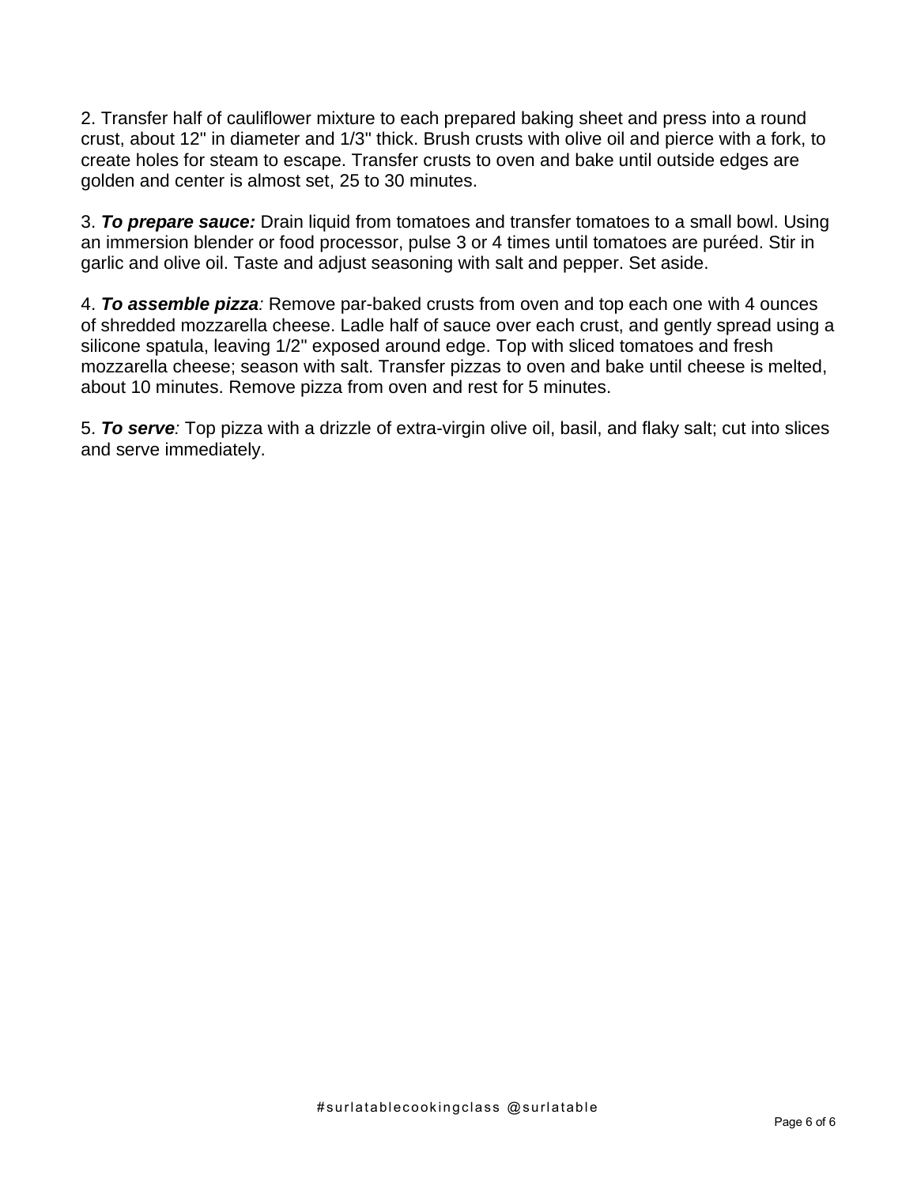2. Transfer half of cauliflower mixture to each prepared baking sheet and press into a round crust, about 12" in diameter and 1/3" thick. Brush crusts with olive oil and pierce with a fork, to create holes for steam to escape. Transfer crusts to oven and bake until outside edges are golden and center is almost set, 25 to 30 minutes.

3. ***To prepare sauce:*** Drain liquid from tomatoes and transfer tomatoes to a small bowl. Using an immersion blender or food processor, pulse 3 or 4 times until tomatoes are puréed. Stir in garlic and olive oil. Taste and adjust seasoning with salt and pepper. Set aside.

4. ***To assemble pizza:*** Remove par-baked crusts from oven and top each one with 4 ounces of shredded mozzarella cheese. Ladle half of sauce over each crust, and gently spread using a silicone spatula, leaving 1/2" exposed around edge. Top with sliced tomatoes and fresh mozzarella cheese; season with salt. Transfer pizzas to oven and bake until cheese is melted, about 10 minutes. Remove pizza from oven and rest for 5 minutes.

5. ***To serve:*** Top pizza with a drizzle of extra-virgin olive oil, basil, and flaky salt; cut into slices and serve immediately.

#surlatablecookingclass @surlatable